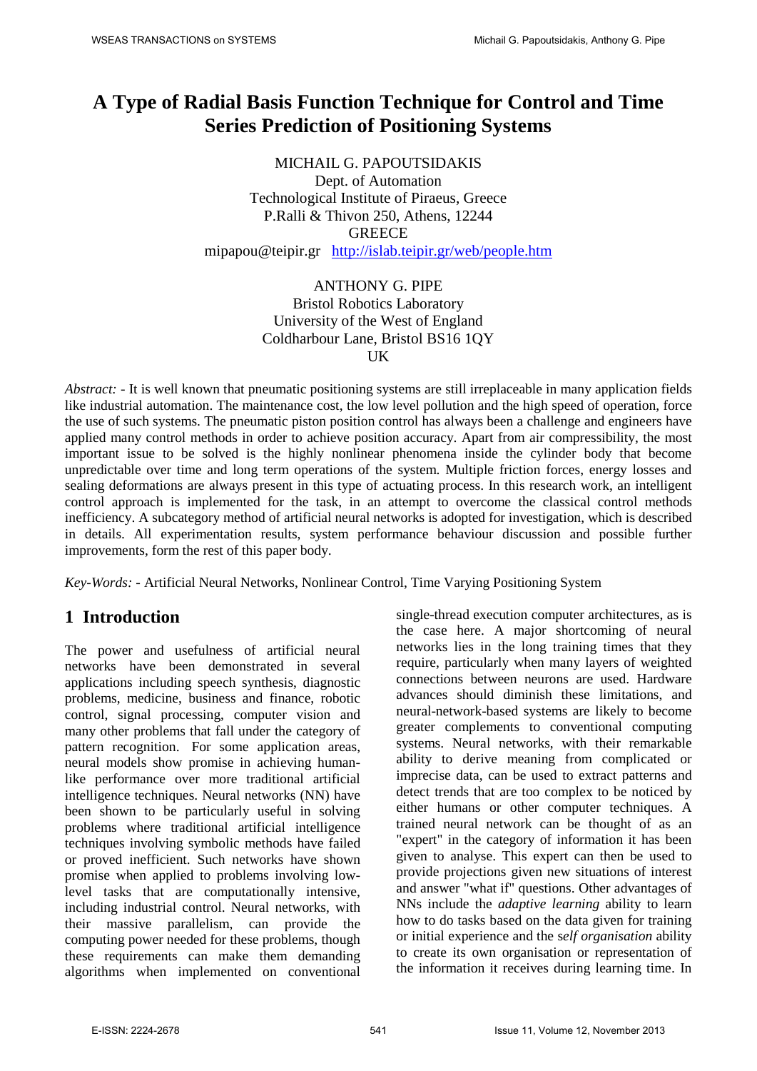# A Type of Radial Basis Function Technique for Control and Time Series Prediction of Positioning Systems

MICHAIL G. PAPOUTSIDAKIS
Dept. of Automation
Technological Institute of Piraeus, Greece
P.Ralli & Thivon 250, Athens, 12244
GREECE
mipapou@teipir.gr http://islab.teipir.gr/web/people.htm

ANTHONY G. PIPE
Bristol Robotics Laboratory
University of the West of England
Coldharbour Lane, Bristol BS16 1QY
UK

*Abstract:* - It is well known that pneumatic positioning systems are still irreplaceable in many application fields like industrial automation. The maintenance cost, the low level pollution and the high speed of operation, force the use of such systems. The pneumatic piston position control has always been a challenge and engineers have applied many control methods in order to achieve position accuracy. Apart from air compressibility, the most important issue to be solved is the highly nonlinear phenomena inside the cylinder body that become unpredictable over time and long term operations of the system. Multiple friction forces, energy losses and sealing deformations are always present in this type of actuating process. In this research work, an intelligent control approach is implemented for the task, in an attempt to overcome the classical control methods inefficiency. A subcategory method of artificial neural networks is adopted for investigation, which is described in details. All experimentation results, system performance behaviour discussion and possible further improvements, form the rest of this paper body.

*Key-Words:* - Artificial Neural Networks, Nonlinear Control, Time Varying Positioning System

## 1 Introduction

The power and usefulness of artificial neural networks have been demonstrated in several applications including speech synthesis, diagnostic problems, medicine, business and finance, robotic control, signal processing, computer vision and many other problems that fall under the category of pattern recognition. For some application areas, neural models show promise in achieving human-like performance over more traditional artificial intelligence techniques. Neural networks (NN) have been shown to be particularly useful in solving problems where traditional artificial intelligence techniques involving symbolic methods have failed or proved inefficient. Such networks have shown promise when applied to problems involving low-level tasks that are computationally intensive, including industrial control. Neural networks, with their massive parallelism, can provide the computing power needed for these problems, though these requirements can make them demanding algorithms when implemented on conventional single-thread execution computer architectures, as is the case here. A major shortcoming of neural networks lies in the long training times that they require, particularly when many layers of weighted connections between neurons are used. Hardware advances should diminish these limitations, and neural-network-based systems are likely to become greater complements to conventional computing systems. Neural networks, with their remarkable ability to derive meaning from complicated or imprecise data, can be used to extract patterns and detect trends that are too complex to be noticed by either humans or other computer techniques. A trained neural network can be thought of as an "expert" in the category of information it has been given to analyse. This expert can then be used to provide projections given new situations of interest and answer "what if" questions. Other advantages of NNs include the *adaptive learning* ability to learn how to do tasks based on the data given for training or initial experience and the *self organisation* ability to create its own organisation or representation of the information it receives during learning time. In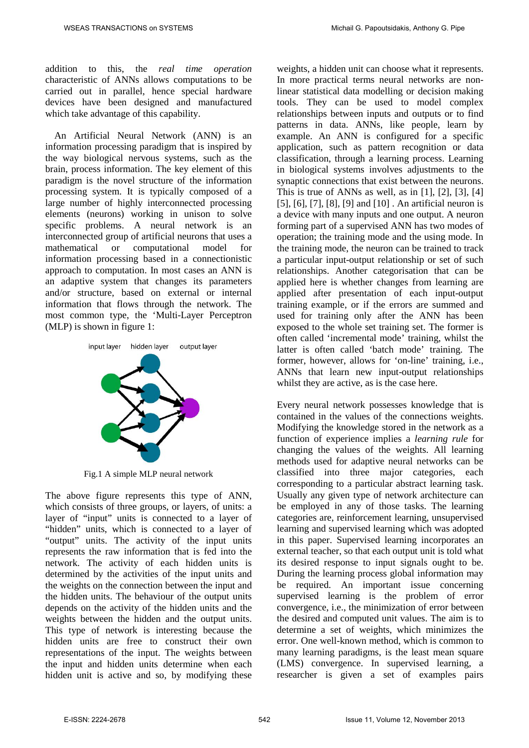addition to this, the *real time operation* characteristic of ANNs allows computations to be carried out in parallel, hence special hardware devices have been designed and manufactured which take advantage of this capability.

An Artificial Neural Network (ANN) is an information processing paradigm that is inspired by the way biological nervous systems, such as the brain, process information. The key element of this paradigm is the novel structure of the information processing system. It is typically composed of a large number of highly interconnected processing elements (neurons) working in unison to solve specific problems. A neural network is an interconnected group of artificial neurons that uses a mathematical or computational model for information processing based in a connectionistic approach to computation. In most cases an ANN is an adaptive system that changes its parameters and/or structure, based on external or internal information that flows through the network. The most common type, the 'Multi-Layer Perceptron (MLP) is shown in figure 1:

input layer
hidden layer
output layer

Fig.1 A simple MLP neural network

The above figure represents this type of ANN, which consists of three groups, or layers, of units: a layer of "input" units is connected to a layer of "hidden" units, which is connected to a layer of "output" units. The activity of the input units represents the raw information that is fed into the network. The activity of each hidden units is determined by the activities of the input units and the weights on the connection between the input and the hidden units. The behaviour of the output units depends on the activity of the hidden units and the weights between the hidden and the output units. This type of network is interesting because the hidden units are free to construct their own representations of the input. The weights between the input and hidden units determine when each hidden unit is active and so, by modifying these weights, a hidden unit can choose what it represents. In more practical terms neural networks are non-linear statistical data modelling or decision making tools. They can be used to model complex relationships between inputs and outputs or to find patterns in data. ANNs, like people, learn by example. An ANN is configured for a specific application, such as pattern recognition or data classification, through a learning process. Learning in biological systems involves adjustments to the synaptic connections that exist between the neurons. This is true of ANNs as well, as in [1], [2], [3], [4] [5], [6], [7], [8], [9] and [10] . An artificial neuron is a device with many inputs and one output. A neuron forming part of a supervised ANN has two modes of operation; the training mode and the using mode. In the training mode, the neuron can be trained to track a particular input-output relationship or set of such relationships. Another categorisation that can be applied here is whether changes from learning are applied after presentation of each input-output training example, or if the errors are summed and used for training only after the ANN has been exposed to the whole set training set. The former is often called 'incremental mode' training, whilst the latter is often called 'batch mode' training. The former, however, allows for 'on-line' training, i.e., ANNs that learn new input-output relationships whilst they are active, as is the case here.

Every neural network possesses knowledge that is contained in the values of the connections weights. Modifying the knowledge stored in the network as a function of experience implies a *learning rule* for changing the values of the weights. All learning methods used for adaptive neural networks can be classified into three major categories, each corresponding to a particular abstract learning task. Usually any given type of network architecture can be employed in any of those tasks. The learning categories are, reinforcement learning, unsupervised learning and supervised learning which was adopted in this paper. Supervised learning incorporates an external teacher, so that each output unit is told what its desired response to input signals ought to be. During the learning process global information may be required. An important issue concerning supervised learning is the problem of error convergence, i.e., the minimization of error between the desired and computed unit values. The aim is to determine a set of weights, which minimizes the error. One well-known method, which is common to many learning paradigms, is the least mean square (LMS) convergence. In supervised learning, a researcher is given a set of examples pairs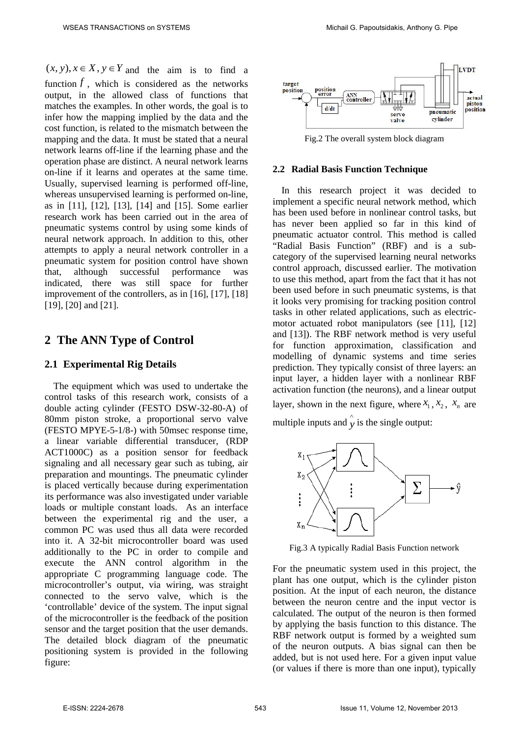$(x, y), x \in X, y \in Y$ and the aim is to find a function $f$, which is considered as the networks output, in the allowed class of functions that matches the examples. In other words, the goal is to infer how the mapping implied by the data and the cost function, is related to the mismatch between the mapping and the data. It must be stated that a neural network learns off-line if the learning phase and the operation phase are distinct. A neural network learns on-line if it learns and operates at the same time. Usually, supervised learning is performed off-line, whereas unsupervised learning is performed on-line, as in [11], [12], [13], [14] and [15]. Some earlier research work has been carried out in the area of pneumatic systems control by using some kinds of neural network approach. In addition to this, other attempts to apply a neural network controller in a pneumatic system for position control have shown that, although successful performance was indicated, there was still space for further improvement of the controllers, as in [16], [17], [18] [19], [20] and [21].

## 2 The ANN Type of Control

### 2.1 Experimental Rig Details

The equipment which was used to undertake the control tasks of this research work, consists of a double acting cylinder (FESTO DSW-32-80-A) of 80mm piston stroke, a proportional servo valve (FESTO MPYE-5-1/8-) with 50msec response time, a linear variable differential transducer, (RDP ACT1000C) as a position sensor for feedback signaling and all necessary gear such as tubing, air preparation and mountings. The pneumatic cylinder is placed vertically because during experimentation its performance was also investigated under variable loads or multiple constant loads. As an interface between the experimental rig and the user, a common PC was used thus all data were recorded into it. A 32-bit microcontroller board was used additionally to the PC in order to compile and execute the ANN control algorithm in the appropriate C programming language code. The microcontroller's output, via wiring, was straight connected to the servo valve, which is the 'controllable' device of the system. The input signal of the microcontroller is the feedback of the position sensor and the target position that the user demands. The detailed block diagram of the pneumatic positioning system is provided in the following figure:

target position
position error
ANN controller
d/dt
servo valve
pneumatic cylinder
LVDT
actual piston position

Fig.2 The overall system block diagram

### 2.2 Radial Basis Function Technique

In this research project it was decided to implement a specific neural network method, which has been used before in nonlinear control tasks, but has never been applied so far in this kind of pneumatic actuator control. This method is called "Radial Basis Function" (RBF) and is a sub-category of the supervised learning neural networks control approach, discussed earlier. The motivation to use this method, apart from the fact that it has not been used before in such pneumatic systems, is that it looks very promising for tracking position control tasks in other related applications, such as electric-motor actuated robot manipulators (see [11], [12] and [13]). The RBF network method is very useful for function approximation, classification and modelling of dynamic systems and time series prediction. They typically consist of three layers: an input layer, a hidden layer with a nonlinear RBF activation function (the neurons), and a linear output layer, shown in the next figure, where $x_1, x_2, x_n$ are multiple inputs and $\hat{y}$ is the single output:

X1
X2
Xn
Σ
ŷ

Fig.3 A typically Radial Basis Function network

For the pneumatic system used in this project, the plant has one output, which is the cylinder piston position. At the input of each neuron, the distance between the neuron centre and the input vector is calculated. The output of the neuron is then formed by applying the basis function to this distance. The RBF network output is formed by a weighted sum of the neuron outputs. A bias signal can then be added, but is not used here. For a given input value (or values if there is more than one input), typically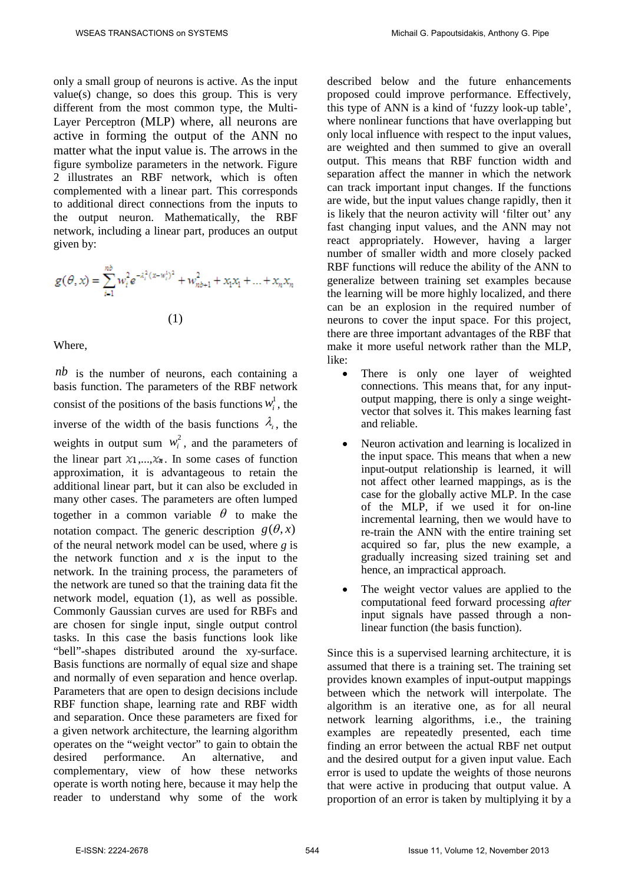only a small group of neurons is active. As the input value(s) change, so does this group. This is very different from the most common type, the Multi-Layer Perceptron (MLP) where, all neurons are active in forming the output of the ANN no matter what the input value is. The arrows in the figure symbolize parameters in the network. Figure 2 illustrates an RBF network, which is often complemented with a linear part. This corresponds to additional direct connections from the inputs to the output neuron. Mathematically, the RBF network, including a linear part, produces an output given by:

$$g(\theta, x) = \sum_{i=1}^{nb} w_i^2 e^{-\lambda_i^2 (x - w_i^1)^2} + w_{nb+1}^2 + x_1 x_1 + \ldots + x_n x_n \tag{1}$$

Where,

$nb$ is the number of neurons, each containing a basis function. The parameters of the RBF network consist of the positions of the basis functions $w_i^1$, the inverse of the width of the basis functions $\lambda_i$, the weights in output sum $w_i^2$, and the parameters of the linear part $x_1,...,x_n$. In some cases of function approximation, it is advantageous to retain the additional linear part, but it can also be excluded in many other cases. The parameters are often lumped together in a common variable $\theta$ to make the notation compact. The generic description $g(\theta, x)$ of the neural network model can be used, where *g* is the network function and *x* is the input to the network. In the training process, the parameters of the network are tuned so that the training data fit the network model, equation (1), as well as possible. Commonly Gaussian curves are used for RBFs and are chosen for single input, single output control tasks. In this case the basis functions look like "bell"-shapes distributed around the xy-surface. Basis functions are normally of equal size and shape and normally of even separation and hence overlap. Parameters that are open to design decisions include RBF function shape, learning rate and RBF width and separation. Once these parameters are fixed for a given network architecture, the learning algorithm operates on the "weight vector" to gain to obtain the desired performance. An alternative, and complementary, view of how these networks operate is worth noting here, because it may help the reader to understand why some of the work described below and the future enhancements proposed could improve performance. Effectively, this type of ANN is a kind of 'fuzzy look-up table', where nonlinear functions that have overlapping but only local influence with respect to the input values, are weighted and then summed to give an overall output. This means that RBF function width and separation affect the manner in which the network can track important input changes. If the functions are wide, but the input values change rapidly, then it is likely that the neuron activity will 'filter out' any fast changing input values, and the ANN may not react appropriately. However, having a larger number of smaller width and more closely packed RBF functions will reduce the ability of the ANN to generalize between training set examples because the learning will be more highly localized, and there can be an explosion in the required number of neurons to cover the input space. For this project, there are three important advantages of the RBF that make it more useful network rather than the MLP, like:

- There is only one layer of weighted connections. This means that, for any input-output mapping, there is only a singe weight-vector that solves it. This makes learning fast and reliable.
- Neuron activation and learning is localized in the input space. This means that when a new input-output relationship is learned, it will not affect other learned mappings, as is the case for the globally active MLP. In the case of the MLP, if we used it for on-line incremental learning, then we would have to re-train the ANN with the entire training set acquired so far, plus the new example, a gradually increasing sized training set and hence, an impractical approach.
- The weight vector values are applied to the computational feed forward processing *after* input signals have passed through a non-linear function (the basis function).

Since this is a supervised learning architecture, it is assumed that there is a training set. The training set provides known examples of input-output mappings between which the network will interpolate. The algorithm is an iterative one, as for all neural network learning algorithms, i.e., the training examples are repeatedly presented, each time finding an error between the actual RBF net output and the desired output for a given input value. Each error is used to update the weights of those neurons that were active in producing that output value. A proportion of an error is taken by multiplying it by a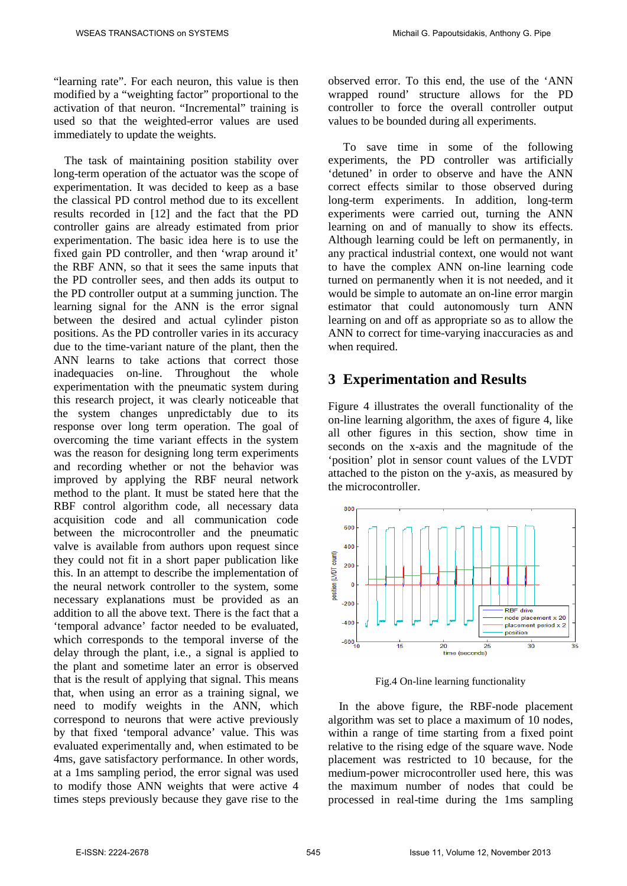"learning rate". For each neuron, this value is then modified by a "weighting factor" proportional to the activation of that neuron. "Incremental" training is used so that the weighted-error values are used immediately to update the weights.

The task of maintaining position stability over long-term operation of the actuator was the scope of experimentation. It was decided to keep as a base the classical PD control method due to its excellent results recorded in [12] and the fact that the PD controller gains are already estimated from prior experimentation. The basic idea here is to use the fixed gain PD controller, and then 'wrap around it' the RBF ANN, so that it sees the same inputs that the PD controller sees, and then adds its output to the PD controller output at a summing junction. The learning signal for the ANN is the error signal between the desired and actual cylinder piston positions. As the PD controller varies in its accuracy due to the time-variant nature of the plant, then the ANN learns to take actions that correct those inadequacies on-line. Throughout the whole experimentation with the pneumatic system during this research project, it was clearly noticeable that the system changes unpredictably due to its response over long term operation. The goal of overcoming the time variant effects in the system was the reason for designing long term experiments and recording whether or not the behavior was improved by applying the RBF neural network method to the plant. It must be stated here that the RBF control algorithm code, all necessary data acquisition code and all communication code between the microcontroller and the pneumatic valve is available from authors upon request since they could not fit in a short paper publication like this. In an attempt to describe the implementation of the neural network controller to the system, some necessary explanations must be provided as an addition to all the above text. There is the fact that a 'temporal advance' factor needed to be evaluated, which corresponds to the temporal inverse of the delay through the plant, i.e., a signal is applied to the plant and sometime later an error is observed that is the result of applying that signal. This means that, when using an error as a training signal, we need to modify weights in the ANN, which correspond to neurons that were active previously by that fixed 'temporal advance' value. This was evaluated experimentally and, when estimated to be 4ms, gave satisfactory performance. In other words, at a 1ms sampling period, the error signal was used to modify those ANN weights that were active 4 times steps previously because they gave rise to the observed error. To this end, the use of the 'ANN wrapped round' structure allows for the PD controller to force the overall controller output values to be bounded during all experiments.

To save time in some of the following experiments, the PD controller was artificially 'detuned' in order to observe and have the ANN correct effects similar to those observed during long-term experiments. In addition, long-term experiments were carried out, turning the ANN learning on and of manually to show its effects. Although learning could be left on permanently, in any practical industrial context, one would not want to have the complex ANN on-line learning code turned on permanently when it is not needed, and it would be simple to automate an on-line error margin estimator that could autonomously turn ANN learning on and off as appropriate so as to allow the ANN to correct for time-varying inaccuracies as and when required.

## 3 Experimentation and Results

Figure 4 illustrates the overall functionality of the on-line learning algorithm, the axes of figure 4, like all other figures in this section, show time in seconds on the x-axis and the magnitude of the 'position' plot in sensor count values of the LVDT attached to the piston on the y-axis, as measured by the microcontroller.

position (LVDT count)
800
600
400
200
0
-200
-400
-600
10
15
20
25
30
35
time (seconds)
RBF drive
node placement x 20
placement period x 2
position

Fig.4 On-line learning functionality

In the above figure, the RBF-node placement algorithm was set to place a maximum of 10 nodes, within a range of time starting from a fixed point relative to the rising edge of the square wave. Node placement was restricted to 10 because, for the medium-power microcontroller used here, this was the maximum number of nodes that could be processed in real-time during the 1ms sampling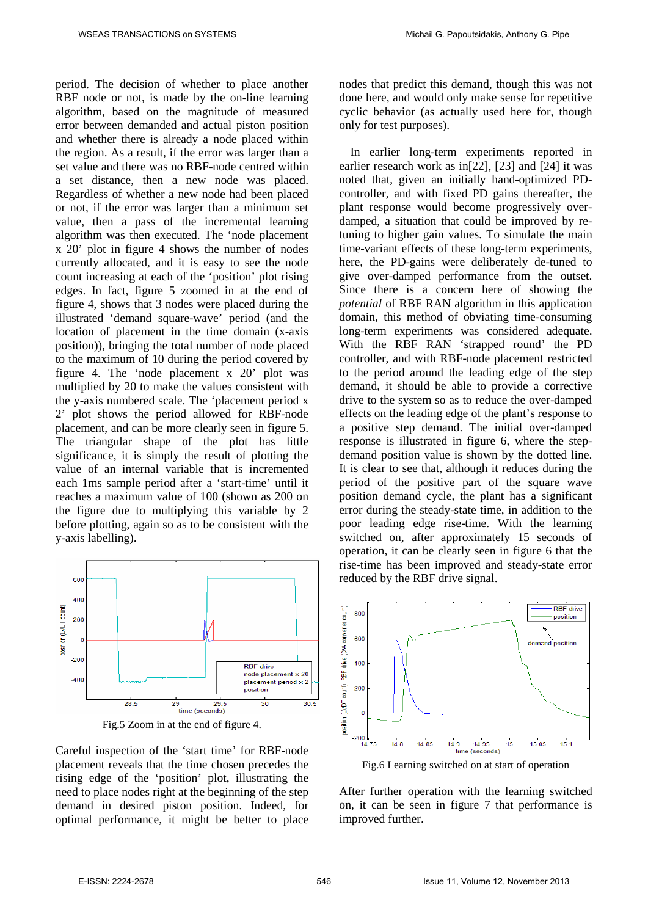period. The decision of whether to place another RBF node or not, is made by the on-line learning algorithm, based on the magnitude of measured error between demanded and actual piston position and whether there is already a node placed within the region. As a result, if the error was larger than a set value and there was no RBF-node centred within a set distance, then a new node was placed. Regardless of whether a new node had been placed or not, if the error was larger than a minimum set value, then a pass of the incremental learning algorithm was then executed. The 'node placement x 20' plot in figure 4 shows the number of nodes currently allocated, and it is easy to see the node count increasing at each of the 'position' plot rising edges. In fact, figure 5 zoomed in at the end of figure 4, shows that 3 nodes were placed during the illustrated 'demand square-wave' period (and the location of placement in the time domain (x-axis position)), bringing the total number of node placed to the maximum of 10 during the period covered by figure 4. The 'node placement x 20' plot was multiplied by 20 to make the values consistent with the y-axis numbered scale. The 'placement period x 2' plot shows the period allowed for RBF-node placement, and can be more clearly seen in figure 5. The triangular shape of the plot has little significance, it is simply the result of plotting the value of an internal variable that is incremented each 1ms sample period after a 'start-time' until it reaches a maximum value of 100 (shown as 200 on the figure due to multiplying this variable by 2 before plotting, again so as to be consistent with the y-axis labelling).

Fig.5 Zoom in at the end of figure 4.

Careful inspection of the 'start time' for RBF-node placement reveals that the time chosen precedes the rising edge of the 'position' plot, illustrating the need to place nodes right at the beginning of the step demand in desired piston position. Indeed, for optimal performance, it might be better to place nodes that predict this demand, though this was not done here, and would only make sense for repetitive cyclic behavior (as actually used here for, though only for test purposes).

In earlier long-term experiments reported in earlier research work as in[22], [23] and [24] it was noted that, given an initially hand-optimized PD-controller, and with fixed PD gains thereafter, the plant response would become progressively over-damped, a situation that could be improved by re-tuning to higher gain values. To simulate the main time-variant effects of these long-term experiments, here, the PD-gains were deliberately de-tuned to give over-damped performance from the outset. Since there is a concern here of showing the *potential* of RBF RAN algorithm in this application domain, this method of obviating time-consuming long-term experiments was considered adequate. With the RBF RAN 'strapped round' the PD controller, and with RBF-node placement restricted to the period around the leading edge of the step demand, it should be able to provide a corrective drive to the system so as to reduce the over-damped effects on the leading edge of the plant's response to a positive step demand. The initial over-damped response is illustrated in figure 6, where the step-demand position value is shown by the dotted line. It is clear to see that, although it reduces during the period of the positive part of the square wave position demand cycle, the plant has a significant error during the steady-state time, in addition to the poor leading edge rise-time. With the learning switched on, after approximately 15 seconds of operation, it can be clearly seen in figure 6 that the rise-time has been improved and steady-state error reduced by the RBF drive signal.

Fig.6 Learning switched on at start of operation

After further operation with the learning switched on, it can be seen in figure 7 that performance is improved further.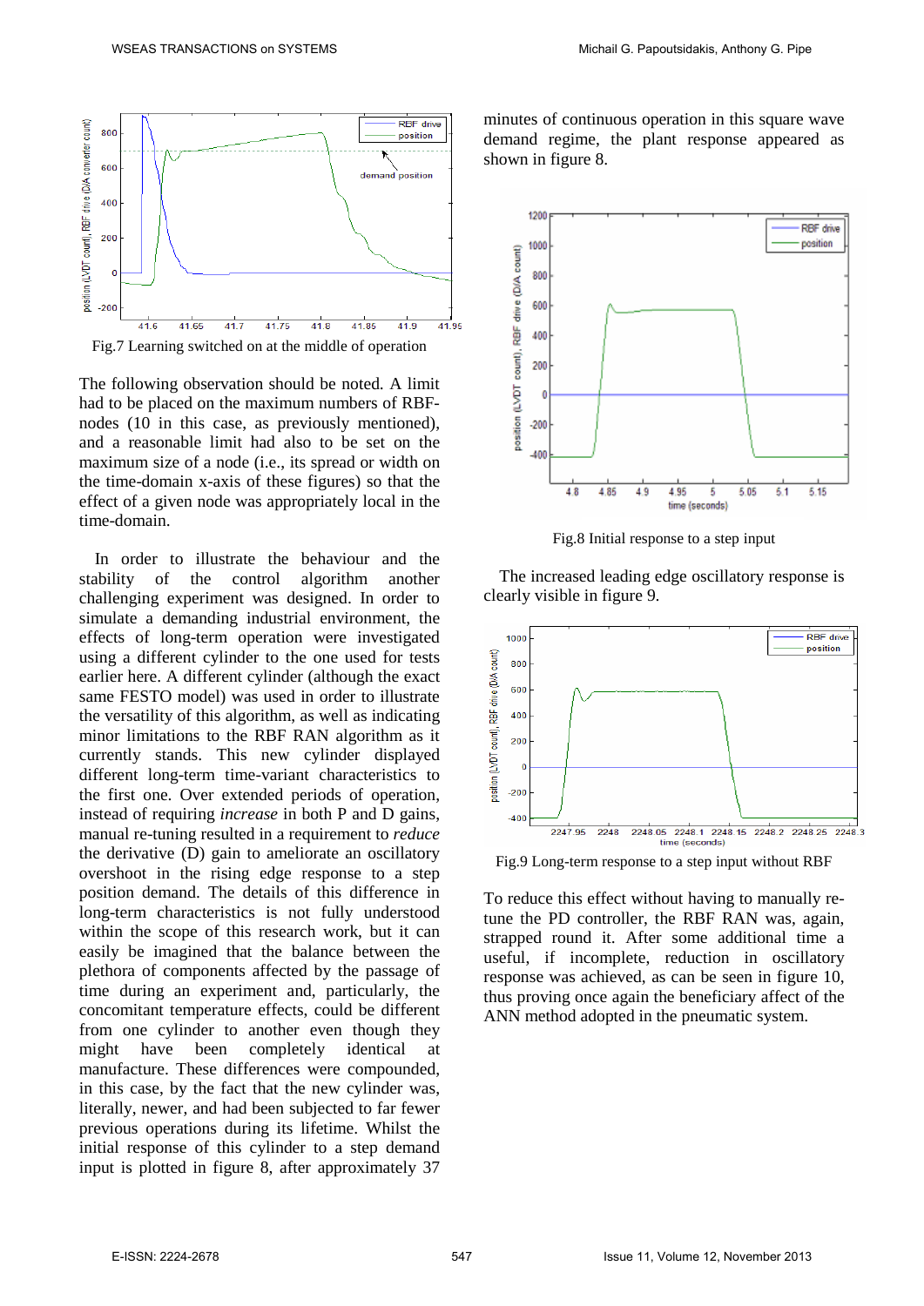Fig.7 Learning switched on at the middle of operation

The following observation should be noted. A limit had to be placed on the maximum numbers of RBF-nodes (10 in this case, as previously mentioned), and a reasonable limit had also to be set on the maximum size of a node (i.e., its spread or width on the time-domain x-axis of these figures) so that the effect of a given node was appropriately local in the time-domain.

In order to illustrate the behaviour and the stability of the control algorithm another challenging experiment was designed. In order to simulate a demanding industrial environment, the effects of long-term operation were investigated using a different cylinder to the one used for tests earlier here. A different cylinder (although the exact same FESTO model) was used in order to illustrate the versatility of this algorithm, as well as indicating minor limitations to the RBF RAN algorithm as it currently stands. This new cylinder displayed different long-term time-variant characteristics to the first one. Over extended periods of operation, instead of requiring *increase* in both P and D gains, manual re-tuning resulted in a requirement to *reduce* the derivative (D) gain to ameliorate an oscillatory overshoot in the rising edge response to a step position demand. The details of this difference in long-term characteristics is not fully understood within the scope of this research work, but it can easily be imagined that the balance between the plethora of components affected by the passage of time during an experiment and, particularly, the concomitant temperature effects, could be different from one cylinder to another even though they might have been completely identical at manufacture. These differences were compounded, in this case, by the fact that the new cylinder was, literally, newer, and had been subjected to far fewer previous operations during its lifetime. Whilst the initial response of this cylinder to a step demand input is plotted in figure 8, after approximately 37 minutes of continuous operation in this square wave demand regime, the plant response appeared as shown in figure 8.

Fig.8 Initial response to a step input

The increased leading edge oscillatory response is clearly visible in figure 9.

Fig.9 Long-term response to a step input without RBF

To reduce this effect without having to manually re-tune the PD controller, the RBF RAN was, again, strapped round it. After some additional time a useful, if incomplete, reduction in oscillatory response was achieved, as can be seen in figure 10, thus proving once again the beneficiary affect of the ANN method adopted in the pneumatic system.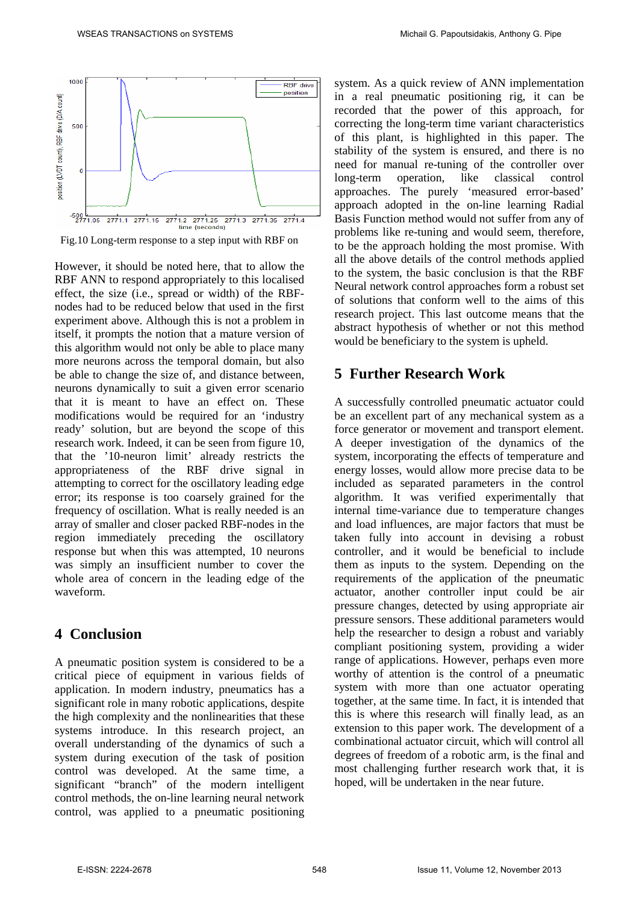Fig.10 Long-term response to a step input with RBF on

However, it should be noted here, that to allow the RBF ANN to respond appropriately to this localised effect, the size (i.e., spread or width) of the RBF-nodes had to be reduced below that used in the first experiment above. Although this is not a problem in itself, it prompts the notion that a mature version of this algorithm would not only be able to place many more neurons across the temporal domain, but also be able to change the size of, and distance between, neurons dynamically to suit a given error scenario that it is meant to have an effect on. These modifications would be required for an 'industry ready' solution, but are beyond the scope of this research work. Indeed, it can be seen from figure 10, that the '10-neuron limit' already restricts the appropriateness of the RBF drive signal in attempting to correct for the oscillatory leading edge error; its response is too coarsely grained for the frequency of oscillation. What is really needed is an array of smaller and closer packed RBF-nodes in the region immediately preceding the oscillatory response but when this was attempted, 10 neurons was simply an insufficient number to cover the whole area of concern in the leading edge of the waveform.

## 4 Conclusion

A pneumatic position system is considered to be a critical piece of equipment in various fields of application. In modern industry, pneumatics has a significant role in many robotic applications, despite the high complexity and the nonlinearities that these systems introduce. In this research project, an overall understanding of the dynamics of such a system during execution of the task of position control was developed. At the same time, a significant "branch" of the modern intelligent control methods, the on-line learning neural network control, was applied to a pneumatic positioning system. As a quick review of ANN implementation in a real pneumatic positioning rig, it can be recorded that the power of this approach, for correcting the long-term time variant characteristics of this plant, is highlighted in this paper. The stability of the system is ensured, and there is no need for manual re-tuning of the controller over long-term operation, like classical control approaches. The purely 'measured error-based' approach adopted in the on-line learning Radial Basis Function method would not suffer from any of problems like re-tuning and would seem, therefore, to be the approach holding the most promise. With all the above details of the control methods applied to the system, the basic conclusion is that the RBF Neural network control approaches form a robust set of solutions that conform well to the aims of this research project. This last outcome means that the abstract hypothesis of whether or not this method would be beneficiary to the system is upheld.

## 5 Further Research Work

A successfully controlled pneumatic actuator could be an excellent part of any mechanical system as a force generator or movement and transport element. A deeper investigation of the dynamics of the system, incorporating the effects of temperature and energy losses, would allow more precise data to be included as separated parameters in the control algorithm. It was verified experimentally that internal time-variance due to temperature changes and load influences, are major factors that must be taken fully into account in devising a robust controller, and it would be beneficial to include them as inputs to the system. Depending on the requirements of the application of the pneumatic actuator, another controller input could be air pressure changes, detected by using appropriate air pressure sensors. These additional parameters would help the researcher to design a robust and variably compliant positioning system, providing a wider range of applications. However, perhaps even more worthy of attention is the control of a pneumatic system with more than one actuator operating together, at the same time. In fact, it is intended that this is where this research will finally lead, as an extension to this paper work. The development of a combinational actuator circuit, which will control all degrees of freedom of a robotic arm, is the final and most challenging further research work that, it is hoped, will be undertaken in the near future.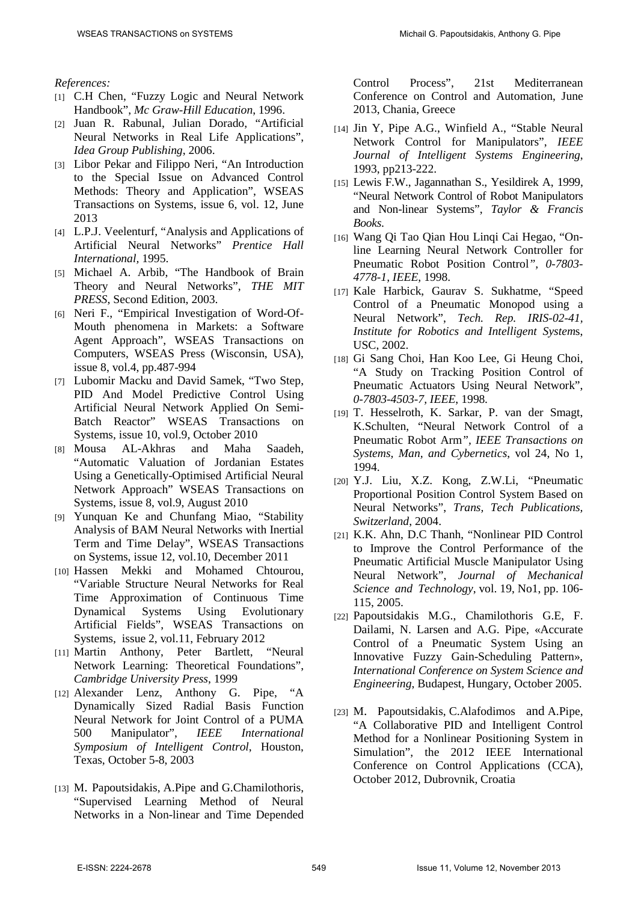*References:*

[1] C.H Chen, "Fuzzy Logic and Neural Network Handbook", *Mc Graw-Hill Education*, 1996.

[2] Juan R. Rabunal, Julian Dorado, "Artificial Neural Networks in Real Life Applications", *Idea Group Publishing*, 2006.

[3] Libor Pekar and Filippo Neri, "An Introduction to the Special Issue on Advanced Control Methods: Theory and Application", WSEAS Transactions on Systems, issue 6, vol. 12, June 2013

[4] L.P.J. Veelenturf, "Analysis and Applications of Artificial Neural Networks" *Prentice Hall International*, 1995.

[5] Michael A. Arbib, "The Handbook of Brain Theory and Neural Networks", *THE MIT PRESS*, Second Edition, 2003.

[6] Neri F., "Empirical Investigation of Word-Of-Mouth phenomena in Markets: a Software Agent Approach", WSEAS Transactions on Computers, WSEAS Press (Wisconsin, USA), issue 8, vol.4, pp.487-994

[7] Lubomir Macku and David Samek, "Two Step, PID And Model Predictive Control Using Artificial Neural Network Applied On Semi-Batch Reactor" WSEAS Transactions on Systems, issue 10, vol.9, October 2010

[8] Mousa AL-Akhras and Maha Saadeh, "Automatic Valuation of Jordanian Estates Using a Genetically-Optimised Artificial Neural Network Approach" WSEAS Transactions on Systems, issue 8, vol.9, August 2010

[9] Yunquan Ke and Chunfang Miao, "Stability Analysis of BAM Neural Networks with Inertial Term and Time Delay", WSEAS Transactions on Systems, issue 12, vol.10, December 2011

[10] Hassen Mekki and Mohamed Chtourou, "Variable Structure Neural Networks for Real Time Approximation of Continuous Time Dynamical Systems Using Evolutionary Artificial Fields", WSEAS Transactions on Systems, issue 2, vol.11, February 2012

[11] Martin Anthony, Peter Bartlett, "Neural Network Learning: Theoretical Foundations", *Cambridge University Press*, 1999

[12] Alexander Lenz, Anthony G. Pipe, "A Dynamically Sized Radial Basis Function Neural Network for Joint Control of a PUMA 500 Manipulator", *IEEE International Symposium of Intelligent Control*, Houston, Texas, October 5-8, 2003

[13] M. Papoutsidakis, A.Pipe and G.Chamilothoris, "Supervised Learning Method of Neural Networks in a Non-linear and Time Depended Control Process", 21st Mediterranean Conference on Control and Automation, June 2013, Chania, Greece

[14] Jin Y, Pipe A.G., Winfield A., "Stable Neural Network Control for Manipulators", *IEEE Journal of Intelligent Systems Engineering*, 1993, pp213-222.

[15] Lewis F.W., Jagannathan S., Yesildirek A, 1999, "Neural Network Control of Robot Manipulators and Non-linear Systems", *Taylor & Francis Books.*

[16] Wang Qi Tao Qian Hou Linqi Cai Hegao, "On-line Learning Neural Network Controller for Pneumatic Robot Position Control", *0-7803-4778-1, IEEE*, 1998.

[17] Kale Harbick, Gaurav S. Sukhatme, "Speed Control of a Pneumatic Monopod using a Neural Network", *Tech. Rep. IRIS-02-41, Institute for Robotics and Intelligent Systems*, USC, 2002.

[18] Gi Sang Choi, Han Koo Lee, Gi Heung Choi, "A Study on Tracking Position Control of Pneumatic Actuators Using Neural Network", *0-7803-4503-7, IEEE*, 1998.

[19] T. Hesselroth, K. Sarkar, P. van der Smagt, K.Schulten, "Neural Network Control of a Pneumatic Robot Arm", *IEEE Transactions on Systems, Man, and Cybernetics*, vol 24, No 1, 1994.

[20] Y.J. Liu, X.Z. Kong, Z.W.Li, "Pneumatic Proportional Position Control System Based on Neural Networks", *Trans, Tech Publications, Switzerland*, 2004.

[21] K.K. Ahn, D.C Thanh, "Nonlinear PID Control to Improve the Control Performance of the Pneumatic Artificial Muscle Manipulator Using Neural Network", *Journal of Mechanical Science and Technology*, vol. 19, No1, pp. 106-115, 2005.

[22] Papoutsidakis M.G., Chamilothoris G.E, F. Dailami, N. Larsen and A.G. Pipe, «Accurate Control of a Pneumatic System Using an Innovative Fuzzy Gain-Scheduling Pattern», *International Conference on System Science and Engineering*, Budapest, Hungary, October 2005.

[23] M. Papoutsidakis, C.Alafodimos and A.Pipe, "A Collaborative PID and Intelligent Control Method for a Nonlinear Positioning System in Simulation", the 2012 IEEE International Conference on Control Applications (CCA), October 2012, Dubrovnik, Croatia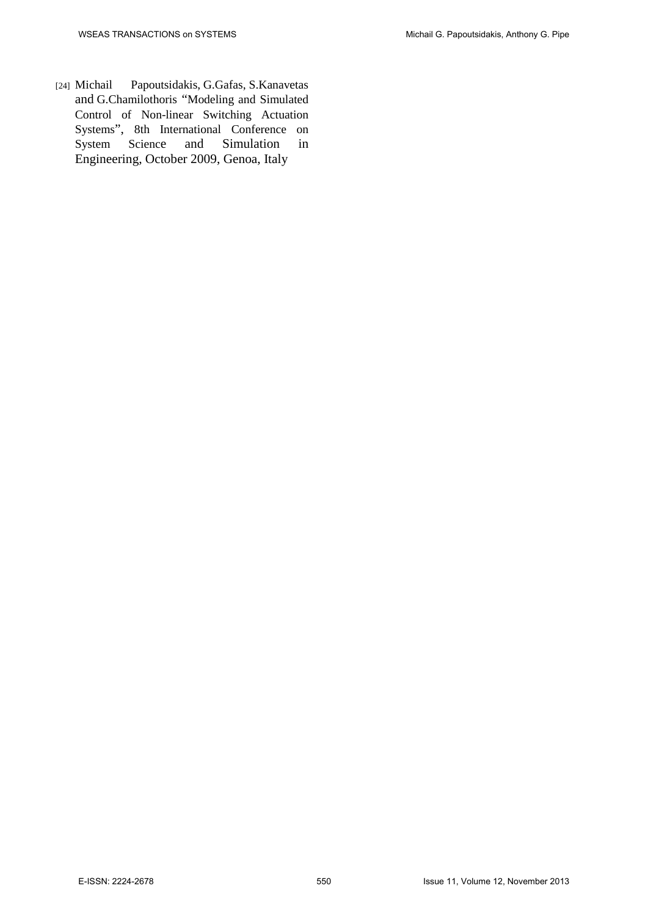[24] Michail Papoutsidakis, G.Gafas, S.Kanavetas and G.Chamilothoris "Modeling and Simulated Control of Non-linear Switching Actuation Systems", 8th International Conference on System Science and Simulation in Engineering, October 2009, Genoa, Italy